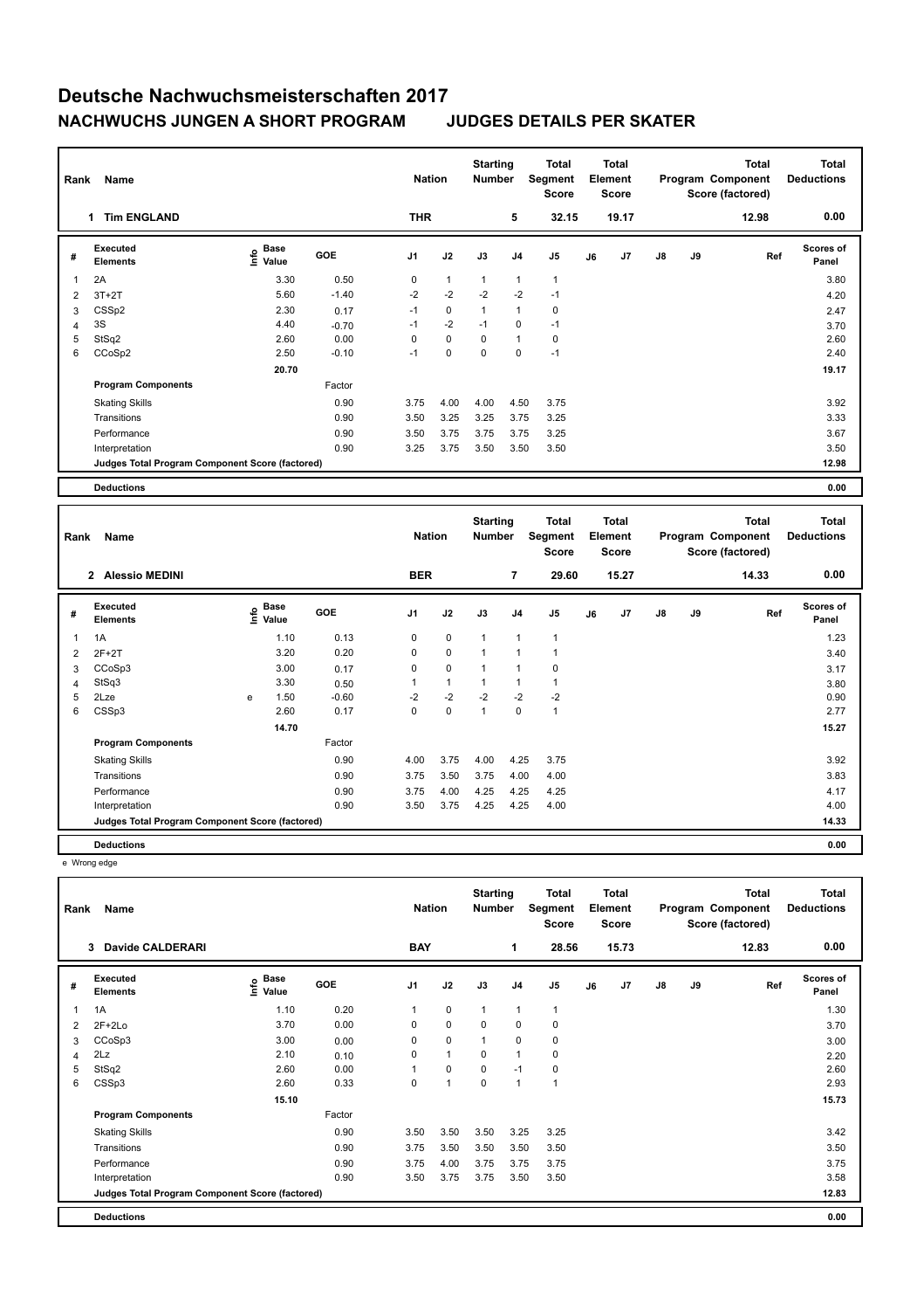# Deutsche Nachwuchsmeisterschaften 2017

## NACHWUCHS JUNGEN A SHORT PROGRAM JUDGES DETAILS PER SKATER

| Rank | Name | Nation | Starting Number | Total Segment Score | Total Element Score | Total Program Component Score (factored) | Total Deductions |
|---|---|---|---|---|---|---|---|
| 1 | Tim ENGLAND | THR | 5 | 32.15 | 19.17 | 12.98 | 0.00 |

| # | Executed Elements | Info | Base Value | GOE | J1 | J2 | J3 | J4 | J5 | J6 | J7 | J8 | J9 | Ref | Scores of Panel |
|---|---|---|---|---|---|---|---|---|---|---|---|---|---|---|---|
| 1 | 2A | | 3.30 | 0.50 | 0 | 1 | 1 | 1 | 1 | | | | | | 3.80 |
| 2 | 3T+2T | | 5.60 | -1.40 | -2 | -2 | -2 | -2 | -1 | | | | | | 4.20 |
| 3 | CSSp2 | | 2.30 | 0.17 | -1 | 0 | 1 | 1 | 0 | | | | | | 2.47 |
| 4 | 3S | | 4.40 | -0.70 | -1 | -2 | -1 | 0 | -1 | | | | | | 3.70 |
| 5 | StSq2 | | 2.60 | 0.00 | 0 | 0 | 0 | 1 | 0 | | | | | | 2.60 |
| 6 | CCoSp2 | | 2.50 | -0.10 | -1 | 0 | 0 | 0 | -1 | | | | | | 2.40 |
| | | | 20.70 | | | | | | | | | | | | 19.17 |

| Program Components | Factor | J1 | J2 | J3 | J4 | J5 | J6 | J7 | J8 | J9 | Scores of Panel |
|---|---|---|---|---|---|---|---|---|---|---|---|
| Skating Skills | 0.90 | 3.75 | 4.00 | 4.00 | 4.50 | 3.75 | | | | | 3.92 |
| Transitions | 0.90 | 3.50 | 3.25 | 3.25 | 3.75 | 3.25 | | | | | 3.33 |
| Performance | 0.90 | 3.50 | 3.75 | 3.75 | 3.75 | 3.25 | | | | | 3.67 |
| Interpretation | 0.90 | 3.25 | 3.75 | 3.50 | 3.50 | 3.50 | | | | | 3.50 |
| Judges Total Program Component Score (factored) | | | | | | | | | | | 12.98 |

**Deductions** 0.00

| Rank | Name | Nation | Starting Number | Total Segment Score | Total Element Score | Total Program Component Score (factored) | Total Deductions |
|---|---|---|---|---|---|---|---|
| 2 | Alessio MEDINI | BER | 7 | 29.60 | 15.27 | 14.33 | 0.00 |

| # | Executed Elements | Info | Base Value | GOE | J1 | J2 | J3 | J4 | J5 | J6 | J7 | J8 | J9 | Ref | Scores of Panel |
|---|---|---|---|---|---|---|---|---|---|---|---|---|---|---|---|
| 1 | 1A | | 1.10 | 0.13 | 0 | 0 | 1 | 1 | 1 | | | | | | 1.23 |
| 2 | 2F+2T | | 3.20 | 0.20 | 0 | 0 | 1 | 1 | 1 | | | | | | 3.40 |
| 3 | CCoSp3 | | 3.00 | 0.17 | 0 | 0 | 1 | 1 | 0 | | | | | | 3.17 |
| 4 | StSq3 | | 3.30 | 0.50 | 1 | 1 | 1 | 1 | 1 | | | | | | 3.80 |
| 5 | 2Lze | e | 1.50 | -0.60 | -2 | -2 | -2 | -2 | -2 | | | | | | 0.90 |
| 6 | CSSp3 | | 2.60 | 0.17 | 0 | 0 | 1 | 0 | 1 | | | | | | 2.77 |
| | | | 14.70 | | | | | | | | | | | | 15.27 |

| Program Components | Factor | J1 | J2 | J3 | J4 | J5 | J6 | J7 | J8 | J9 | Scores of Panel |
|---|---|---|---|---|---|---|---|---|---|---|---|
| Skating Skills | 0.90 | 4.00 | 3.75 | 4.00 | 4.25 | 3.75 | | | | | 3.92 |
| Transitions | 0.90 | 3.75 | 3.50 | 3.75 | 4.00 | 4.00 | | | | | 3.83 |
| Performance | 0.90 | 3.75 | 4.00 | 4.25 | 4.25 | 4.25 | | | | | 4.17 |
| Interpretation | 0.90 | 3.50 | 3.75 | 4.25 | 4.25 | 4.00 | | | | | 4.00 |
| Judges Total Program Component Score (factored) | | | | | | | | | | | 14.33 |

**Deductions** 0.00

e Wrong edge

| Rank | Name | Nation | Starting Number | Total Segment Score | Total Element Score | Total Program Component Score (factored) | Total Deductions |
|---|---|---|---|---|---|---|---|
| 3 | Davide CALDERARI | BAY | 1 | 28.56 | 15.73 | 12.83 | 0.00 |

| # | Executed Elements | Info | Base Value | GOE | J1 | J2 | J3 | J4 | J5 | J6 | J7 | J8 | J9 | Ref | Scores of Panel |
|---|---|---|---|---|---|---|---|---|---|---|---|---|---|---|---|
| 1 | 1A | | 1.10 | 0.20 | 1 | 0 | 1 | 1 | 1 | | | | | | 1.30 |
| 2 | 2F+2Lo | | 3.70 | 0.00 | 0 | 0 | 0 | 0 | 0 | | | | | | 3.70 |
| 3 | CCoSp3 | | 3.00 | 0.00 | 0 | 0 | 1 | 0 | 0 | | | | | | 3.00 |
| 4 | 2Lz | | 2.10 | 0.10 | 0 | 1 | 0 | 1 | 0 | | | | | | 2.20 |
| 5 | StSq2 | | 2.60 | 0.00 | 1 | 0 | 0 | -1 | 0 | | | | | | 2.60 |
| 6 | CSSp3 | | 2.60 | 0.33 | 0 | 1 | 0 | 1 | 1 | | | | | | 2.93 |
| | | | 15.10 | | | | | | | | | | | | 15.73 |

| Program Components | Factor | J1 | J2 | J3 | J4 | J5 | J6 | J7 | J8 | J9 | Scores of Panel |
|---|---|---|---|---|---|---|---|---|---|---|---|
| Skating Skills | 0.90 | 3.50 | 3.50 | 3.50 | 3.25 | 3.25 | | | | | 3.42 |
| Transitions | 0.90 | 3.75 | 3.50 | 3.50 | 3.50 | 3.50 | | | | | 3.50 |
| Performance | 0.90 | 3.75 | 4.00 | 3.75 | 3.75 | 3.75 | | | | | 3.75 |
| Interpretation | 0.90 | 3.50 | 3.75 | 3.75 | 3.50 | 3.50 | | | | | 3.58 |
| Judges Total Program Component Score (factored) | | | | | | | | | | | 12.83 |

**Deductions** 0.00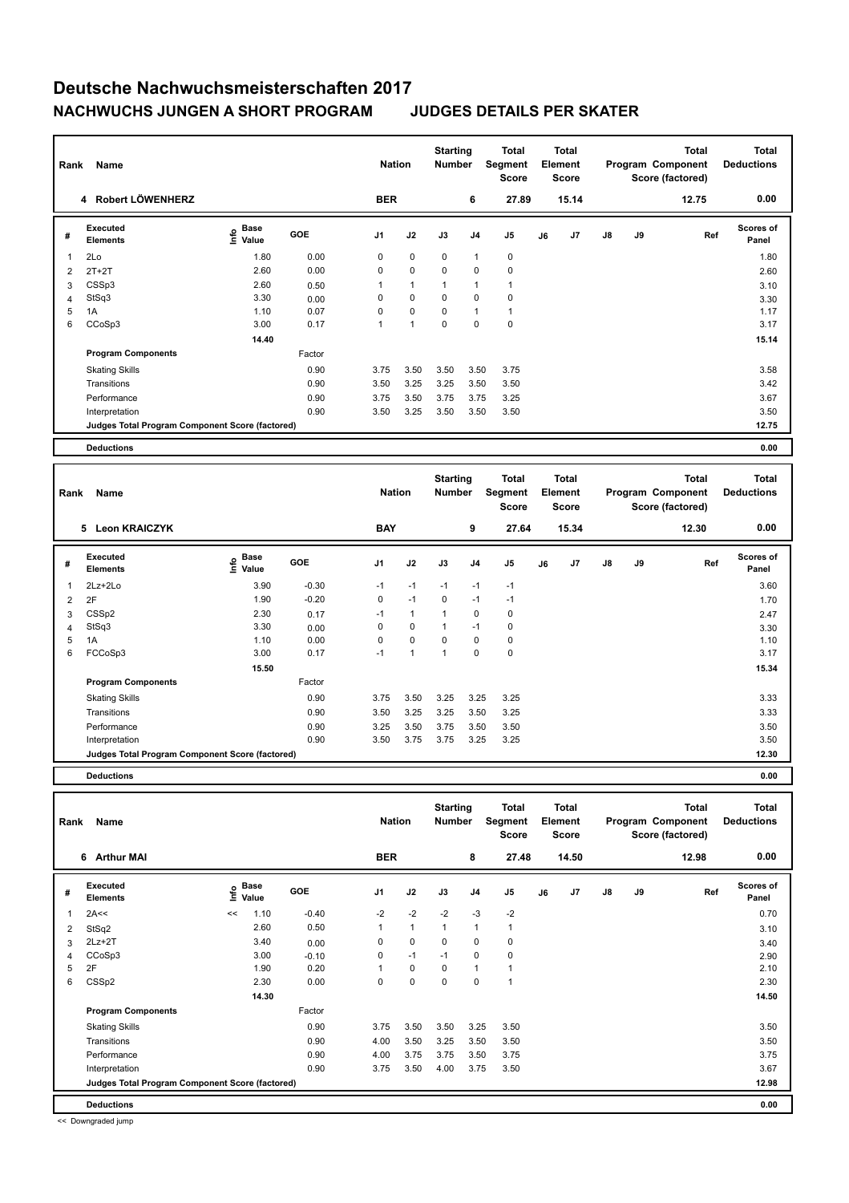# Deutsche Nachwuchsmeisterschaften 2017

## NACHWUCHS JUNGEN A SHORT PROGRAM — JUDGES DETAILS PER SKATER

| Rank | Name | Nation | Starting Number | Total Segment Score | Total Element Score | Total Program Component Score (factored) | Total Deductions |
|---|---|---|---|---|---|---|---|
| 4 | Robert LÖWENHERZ | BER | 6 | 27.89 | 15.14 | 12.75 | 0.00 |

| # | Executed Elements | Info | Base Value | GOE | J1 | J2 | J3 | J4 | J5 | J6 | J7 | J8 | J9 | Ref | Scores of Panel |
|---|---|---|---|---|---|---|---|---|---|---|---|---|---|---|---|
| 1 | 2Lo | | 1.80 | 0.00 | 0 | 0 | 0 | 1 | 0 | | | | | | 1.80 |
| 2 | 2T+2T | | 2.60 | 0.00 | 0 | 0 | 0 | 0 | 0 | | | | | | 2.60 |
| 3 | CSSp3 | | 2.60 | 0.50 | 1 | 1 | 1 | 1 | 1 | | | | | | 3.10 |
| 4 | StSq3 | | 3.30 | 0.00 | 0 | 0 | 0 | 0 | 0 | | | | | | 3.30 |
| 5 | 1A | | 1.10 | 0.07 | 0 | 0 | 0 | 1 | 1 | | | | | | 1.17 |
| 6 | CCoSp3 | | 3.00 | 0.17 | 1 | 1 | 0 | 0 | 0 | | | | | | 3.17 |
| | | | 14.40 | | | | | | | | | | | | 15.14 |
| | **Program Components** | | | Factor | | | | | | | | | | | |
| | Skating Skills | | | 0.90 | 3.75 | 3.50 | 3.50 | 3.50 | 3.75 | | | | | | 3.58 |
| | Transitions | | | 0.90 | 3.50 | 3.25 | 3.25 | 3.50 | 3.50 | | | | | | 3.42 |
| | Performance | | | 0.90 | 3.75 | 3.50 | 3.75 | 3.75 | 3.25 | | | | | | 3.67 |
| | Interpretation | | | 0.90 | 3.50 | 3.25 | 3.50 | 3.50 | 3.50 | | | | | | 3.50 |
| | **Judges Total Program Component Score (factored)** | | | | | | | | | | | | | | 12.75 |
| | **Deductions** | | | | | | | | | | | | | | 0.00 |

| Rank | Name | Nation | Starting Number | Total Segment Score | Total Element Score | Total Program Component Score (factored) | Total Deductions |
|---|---|---|---|---|---|---|---|
| 5 | Leon KRAICZYK | BAY | 9 | 27.64 | 15.34 | 12.30 | 0.00 |

| # | Executed Elements | Info | Base Value | GOE | J1 | J2 | J3 | J4 | J5 | J6 | J7 | J8 | J9 | Ref | Scores of Panel |
|---|---|---|---|---|---|---|---|---|---|---|---|---|---|---|---|
| 1 | 2Lz+2Lo | | 3.90 | -0.30 | -1 | -1 | -1 | -1 | -1 | | | | | | 3.60 |
| 2 | 2F | | 1.90 | -0.20 | 0 | -1 | 0 | -1 | -1 | | | | | | 1.70 |
| 3 | CSSp2 | | 2.30 | 0.17 | -1 | 1 | 1 | 0 | 0 | | | | | | 2.47 |
| 4 | StSq3 | | 3.30 | 0.00 | 0 | 0 | 1 | -1 | 0 | | | | | | 3.30 |
| 5 | 1A | | 1.10 | 0.00 | 0 | 0 | 0 | 0 | 0 | | | | | | 1.10 |
| 6 | FCCoSp3 | | 3.00 | 0.17 | -1 | 1 | 1 | 0 | 0 | | | | | | 3.17 |
| | | | 15.50 | | | | | | | | | | | | 15.34 |
| | **Program Components** | | | Factor | | | | | | | | | | | |
| | Skating Skills | | | 0.90 | 3.75 | 3.50 | 3.25 | 3.25 | 3.25 | | | | | | 3.33 |
| | Transitions | | | 0.90 | 3.50 | 3.25 | 3.25 | 3.50 | 3.25 | | | | | | 3.33 |
| | Performance | | | 0.90 | 3.25 | 3.50 | 3.75 | 3.50 | 3.50 | | | | | | 3.50 |
| | Interpretation | | | 0.90 | 3.50 | 3.75 | 3.75 | 3.25 | 3.25 | | | | | | 3.50 |
| | **Judges Total Program Component Score (factored)** | | | | | | | | | | | | | | 12.30 |
| | **Deductions** | | | | | | | | | | | | | | 0.00 |

| Rank | Name | Nation | Starting Number | Total Segment Score | Total Element Score | Total Program Component Score (factored) | Total Deductions |
|---|---|---|---|---|---|---|---|
| 6 | Arthur MAI | BER | 8 | 27.48 | 14.50 | 12.98 | 0.00 |

| # | Executed Elements | Info | Base Value | GOE | J1 | J2 | J3 | J4 | J5 | J6 | J7 | J8 | J9 | Ref | Scores of Panel |
|---|---|---|---|---|---|---|---|---|---|---|---|---|---|---|---|
| 1 | 2A<< | << | 1.10 | -0.40 | -2 | -2 | -2 | -3 | -2 | | | | | | 0.70 |
| 2 | StSq2 | | 2.60 | 0.50 | 1 | 1 | 1 | 1 | 1 | | | | | | 3.10 |
| 3 | 2Lz+2T | | 3.40 | 0.00 | 0 | 0 | 0 | 0 | 0 | | | | | | 3.40 |
| 4 | CCoSp3 | | 3.00 | -0.10 | 0 | -1 | -1 | 0 | 0 | | | | | | 2.90 |
| 5 | 2F | | 1.90 | 0.20 | 1 | 0 | 0 | 1 | 1 | | | | | | 2.10 |
| 6 | CSSp2 | | 2.30 | 0.00 | 0 | 0 | 0 | 0 | 1 | | | | | | 2.30 |
| | | | 14.30 | | | | | | | | | | | | 14.50 |
| | **Program Components** | | | Factor | | | | | | | | | | | |
| | Skating Skills | | | 0.90 | 3.75 | 3.50 | 3.50 | 3.25 | 3.50 | | | | | | 3.50 |
| | Transitions | | | 0.90 | 4.00 | 3.50 | 3.25 | 3.50 | 3.50 | | | | | | 3.50 |
| | Performance | | | 0.90 | 4.00 | 3.75 | 3.75 | 3.50 | 3.75 | | | | | | 3.75 |
| | Interpretation | | | 0.90 | 3.75 | 3.50 | 4.00 | 3.75 | 3.50 | | | | | | 3.67 |
| | **Judges Total Program Component Score (factored)** | | | | | | | | | | | | | | 12.98 |
| | **Deductions** | | | | | | | | | | | | | | 0.00 |

<< Downgraded jump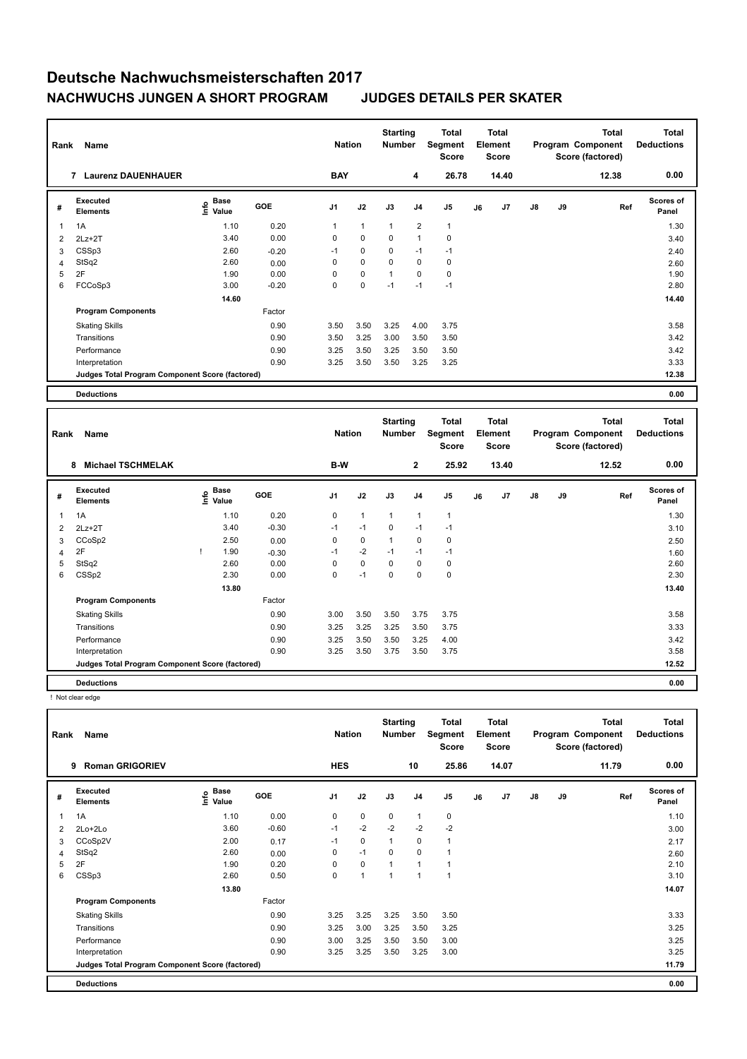# Deutsche Nachwuchsmeisterschaften 2017

## NACHWUCHS JUNGEN A SHORT PROGRAM JUDGES DETAILS PER SKATER

| Rank | Name | Nation | Starting Number | Total Segment Score | Total Element Score | Total Program Component Score (factored) | Total Deductions |
|---|---|---|---|---|---|---|---|
| 7 | Laurenz DAUENHAUER | BAY | 4 | 26.78 | 14.40 | 12.38 | 0.00 |

| # | Executed Elements | Info | Base Value | GOE | J1 | J2 | J3 | J4 | J5 | J6 | J7 | J8 | J9 | Ref | Scores of Panel |
|---|---|---|---|---|---|---|---|---|---|---|---|---|---|---|---|
| 1 | 1A | | 1.10 | 0.20 | 1 | 1 | 1 | 2 | 1 | | | | | | 1.30 |
| 2 | 2Lz+2T | | 3.40 | 0.00 | 0 | 0 | 0 | 1 | 0 | | | | | | 3.40 |
| 3 | CSSp3 | | 2.60 | -0.20 | -1 | 0 | 0 | -1 | -1 | | | | | | 2.40 |
| 4 | StSq2 | | 2.60 | 0.00 | 0 | 0 | 0 | 0 | 0 | | | | | | 2.60 |
| 5 | 2F | | 1.90 | 0.00 | 0 | 0 | 1 | 0 | 0 | | | | | | 1.90 |
| 6 | FCCoSp3 | | 3.00 | -0.20 | 0 | 0 | -1 | -1 | -1 | | | | | | 2.80 |
| | | | 14.60 | | | | | | | | | | | | 14.40 |
| | **Program Components** | | | Factor | | | | | | | | | | | |
| | Skating Skills | | | 0.90 | 3.50 | 3.50 | 3.25 | 4.00 | 3.75 | | | | | | 3.58 |
| | Transitions | | | 0.90 | 3.50 | 3.25 | 3.00 | 3.50 | 3.50 | | | | | | 3.42 |
| | Performance | | | 0.90 | 3.25 | 3.50 | 3.25 | 3.50 | 3.50 | | | | | | 3.42 |
| | Interpretation | | | 0.90 | 3.25 | 3.50 | 3.50 | 3.25 | 3.25 | | | | | | 3.33 |
| | **Judges Total Program Component Score (factored)** | | | | | | | | | | | | | | 12.38 |
| | **Deductions** | | | | | | | | | | | | | | 0.00 |

| Rank | Name | Nation | Starting Number | Total Segment Score | Total Element Score | Total Program Component Score (factored) | Total Deductions |
|---|---|---|---|---|---|---|---|
| 8 | Michael TSCHMELAK | B-W | 2 | 25.92 | 13.40 | 12.52 | 0.00 |

| # | Executed Elements | Info | Base Value | GOE | J1 | J2 | J3 | J4 | J5 | J6 | J7 | J8 | J9 | Ref | Scores of Panel |
|---|---|---|---|---|---|---|---|---|---|---|---|---|---|---|---|
| 1 | 1A | | 1.10 | 0.20 | 0 | 1 | 1 | 1 | 1 | | | | | | 1.30 |
| 2 | 2Lz+2T | | 3.40 | -0.30 | -1 | -1 | 0 | -1 | -1 | | | | | | 3.10 |
| 3 | CCoSp2 | | 2.50 | 0.00 | 0 | 0 | 1 | 0 | 0 | | | | | | 2.50 |
| 4 | 2F | ! | 1.90 | -0.30 | -1 | -2 | -1 | -1 | -1 | | | | | | 1.60 |
| 5 | StSq2 | | 2.60 | 0.00 | 0 | 0 | 0 | 0 | 0 | | | | | | 2.60 |
| 6 | CSSp2 | | 2.30 | 0.00 | 0 | -1 | 0 | 0 | 0 | | | | | | 2.30 |
| | | | 13.80 | | | | | | | | | | | | 13.40 |
| | **Program Components** | | | Factor | | | | | | | | | | | |
| | Skating Skills | | | 0.90 | 3.00 | 3.50 | 3.50 | 3.75 | 3.75 | | | | | | 3.58 |
| | Transitions | | | 0.90 | 3.25 | 3.25 | 3.25 | 3.50 | 3.75 | | | | | | 3.33 |
| | Performance | | | 0.90 | 3.25 | 3.50 | 3.50 | 3.25 | 4.00 | | | | | | 3.42 |
| | Interpretation | | | 0.90 | 3.25 | 3.50 | 3.75 | 3.50 | 3.75 | | | | | | 3.58 |
| | **Judges Total Program Component Score (factored)** | | | | | | | | | | | | | | 12.52 |
| | **Deductions** | | | | | | | | | | | | | | 0.00 |

! Not clear edge

| Rank | Name | Nation | Starting Number | Total Segment Score | Total Element Score | Total Program Component Score (factored) | Total Deductions |
|---|---|---|---|---|---|---|---|
| 9 | Roman GRIGORIEV | HES | 10 | 25.86 | 14.07 | 11.79 | 0.00 |

| # | Executed Elements | Info | Base Value | GOE | J1 | J2 | J3 | J4 | J5 | J6 | J7 | J8 | J9 | Ref | Scores of Panel |
|---|---|---|---|---|---|---|---|---|---|---|---|---|---|---|---|
| 1 | 1A | | 1.10 | 0.00 | 0 | 0 | 0 | 1 | 0 | | | | | | 1.10 |
| 2 | 2Lo+2Lo | | 3.60 | -0.60 | -1 | -2 | -2 | -2 | -2 | | | | | | 3.00 |
| 3 | CCoSp2V | | 2.00 | 0.17 | -1 | 0 | 1 | 0 | 1 | | | | | | 2.17 |
| 4 | StSq2 | | 2.60 | 0.00 | 0 | -1 | 0 | 0 | 1 | | | | | | 2.60 |
| 5 | 2F | | 1.90 | 0.20 | 0 | 0 | 1 | 1 | 1 | | | | | | 2.10 |
| 6 | CSSp3 | | 2.60 | 0.50 | 0 | 1 | 1 | 1 | 1 | | | | | | 3.10 |
| | | | 13.80 | | | | | | | | | | | | 14.07 |
| | **Program Components** | | | Factor | | | | | | | | | | | |
| | Skating Skills | | | 0.90 | 3.25 | 3.25 | 3.25 | 3.50 | 3.50 | | | | | | 3.33 |
| | Transitions | | | 0.90 | 3.25 | 3.00 | 3.25 | 3.50 | 3.25 | | | | | | 3.25 |
| | Performance | | | 0.90 | 3.00 | 3.25 | 3.50 | 3.50 | 3.00 | | | | | | 3.25 |
| | Interpretation | | | 0.90 | 3.25 | 3.25 | 3.50 | 3.25 | 3.00 | | | | | | 3.25 |
| | **Judges Total Program Component Score (factored)** | | | | | | | | | | | | | | 11.79 |
| | **Deductions** | | | | | | | | | | | | | | 0.00 |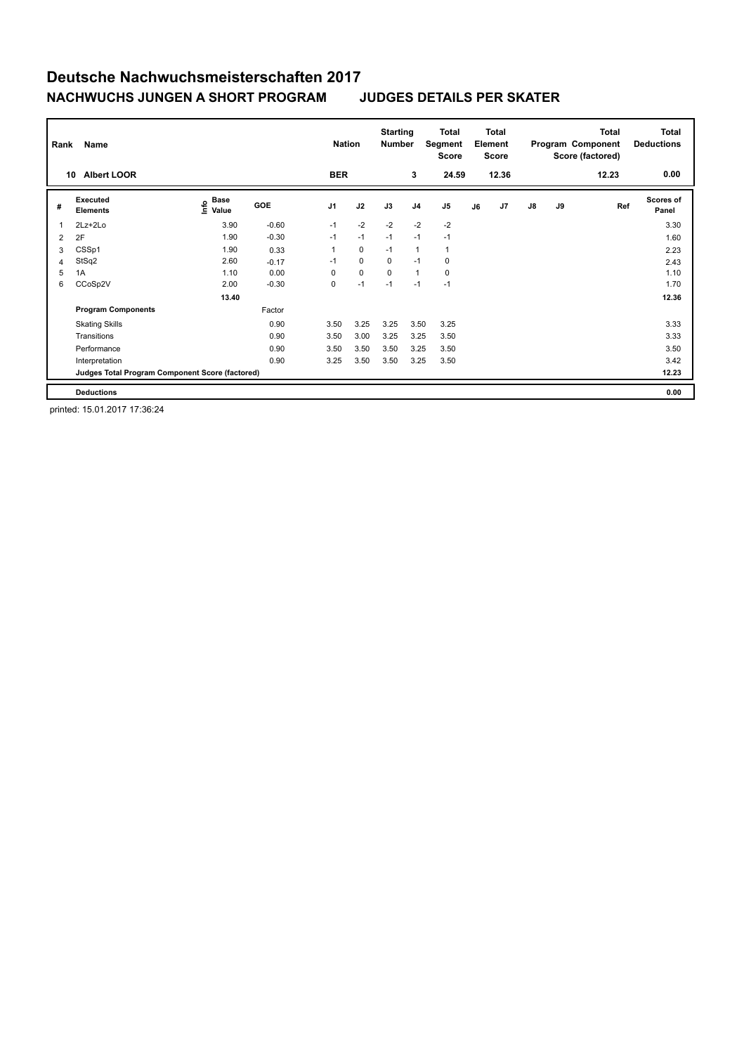# Deutsche Nachwuchsmeisterschaften 2017

## NACHWUCHS JUNGEN A SHORT PROGRAM JUDGES DETAILS PER SKATER

| Rank | Name | Nation | Starting Number | Total Segment Score | Total Element Score | Total Program Component Score (factored) | Total Deductions |
|---|---|---|---|---|---|---|---|
| 10 | Albert LOOR | BER | 3 | 24.59 | 12.36 | 12.23 | 0.00 |

| # | Executed Elements | Info | Base Value | GOE | J1 | J2 | J3 | J4 | J5 | J6 | J7 | J8 | J9 | Ref | Scores of Panel |
|---|---|---|---|---|---|---|---|---|---|---|---|---|---|---|---|
| 1 | 2Lz+2Lo | | 3.90 | -0.60 | -1 | -2 | -2 | -2 | -2 | | | | | | 3.30 |
| 2 | 2F | | 1.90 | -0.30 | -1 | -1 | -1 | -1 | -1 | | | | | | 1.60 |
| 3 | CSSp1 | | 1.90 | 0.33 | 1 | 0 | -1 | 1 | 1 | | | | | | 2.23 |
| 4 | StSq2 | | 2.60 | -0.17 | -1 | 0 | 0 | -1 | 0 | | | | | | 2.43 |
| 5 | 1A | | 1.10 | 0.00 | 0 | 0 | 0 | 1 | 0 | | | | | | 1.10 |
| 6 | CCoSp2V | | 2.00 | -0.30 | 0 | -1 | -1 | -1 | -1 | | | | | | 1.70 |
| | | | 13.40 | | | | | | | | | | | | 12.36 |
| | **Program Components** | | | Factor | | | | | | | | | | | |
| | Skating Skills | | | 0.90 | 3.50 | 3.25 | 3.25 | 3.50 | 3.25 | | | | | | 3.33 |
| | Transitions | | | 0.90 | 3.50 | 3.00 | 3.25 | 3.25 | 3.50 | | | | | | 3.33 |
| | Performance | | | 0.90 | 3.50 | 3.50 | 3.50 | 3.25 | 3.50 | | | | | | 3.50 |
| | Interpretation | | | 0.90 | 3.25 | 3.50 | 3.50 | 3.25 | 3.50 | | | | | | 3.42 |
| | **Judges Total Program Component Score (factored)** | | | | | | | | | | | | | | 12.23 |
| | **Deductions** | | | | | | | | | | | | | | 0.00 |

printed: 15.01.2017 17:36:24